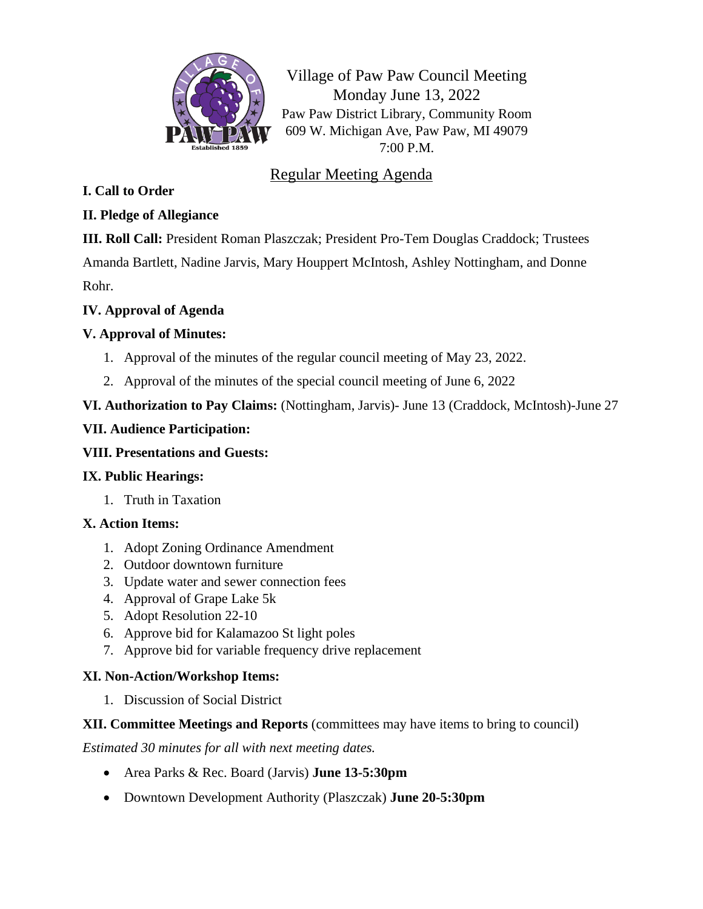Village of Paw Paw Council Meeting
Monday June 13, 2022
Paw Paw District Library, Community Room
609 W. Michigan Ave, Paw Paw, MI 49079
7:00 P.M.

## Regular Meeting Agenda

**I. Call to Order**

**II. Pledge of Allegiance**

**III. Roll Call:** President Roman Plaszczak; President Pro-Tem Douglas Craddock; Trustees Amanda Bartlett, Nadine Jarvis, Mary Houppert McIntosh, Ashley Nottingham, and Donne Rohr.

**IV. Approval of Agenda**

**V. Approval of Minutes:**

1. Approval of the minutes of the regular council meeting of May 23, 2022.
2. Approval of the minutes of the special council meeting of June 6, 2022

**VI. Authorization to Pay Claims:** (Nottingham, Jarvis)- June 13 (Craddock, McIntosh)-June 27

**VII. Audience Participation:**

**VIII. Presentations and Guests:**

**IX. Public Hearings:**

1. Truth in Taxation

**X. Action Items:**

1. Adopt Zoning Ordinance Amendment
2. Outdoor downtown furniture
3. Update water and sewer connection fees
4. Approval of Grape Lake 5k
5. Adopt Resolution 22-10
6. Approve bid for Kalamazoo St light poles
7. Approve bid for variable frequency drive replacement

**XI. Non-Action/Workshop Items:**

1. Discussion of Social District

**XII. Committee Meetings and Reports** (committees may have items to bring to council)

*Estimated 30 minutes for all with next meeting dates.*

- Area Parks & Rec. Board (Jarvis) **June 13-5:30pm**
- Downtown Development Authority (Plaszczak) **June 20-5:30pm**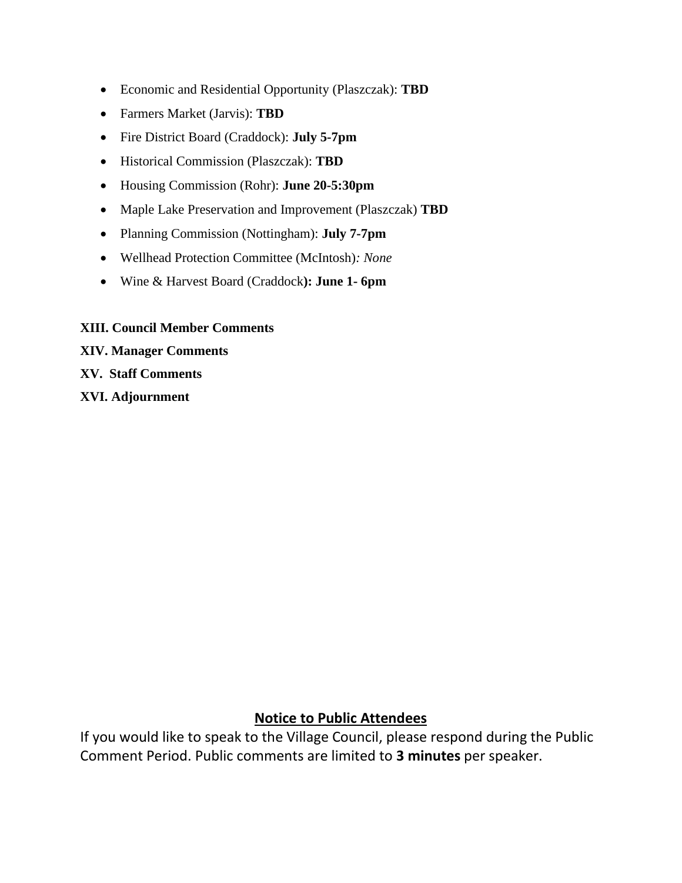- Economic and Residential Opportunity (Plaszczak): **TBD**
- Farmers Market (Jarvis): **TBD**
- Fire District Board (Craddock): **July 5-7pm**
- Historical Commission (Plaszczak): **TBD**
- Housing Commission (Rohr): **June 20-5:30pm**
- Maple Lake Preservation and Improvement (Plaszczak) **TBD**
- Planning Commission (Nottingham): **July 7-7pm**
- Wellhead Protection Committee (McIntosh)*: None*
- Wine & Harvest Board (Craddock**): June 1- 6pm**

**XIII. Council Member Comments**

**XIV. Manager Comments**

**XV. Staff Comments**

**XVI. Adjournment**

## Notice to Public Attendees

If you would like to speak to the Village Council, please respond during the Public Comment Period. Public comments are limited to **3 minutes** per speaker.